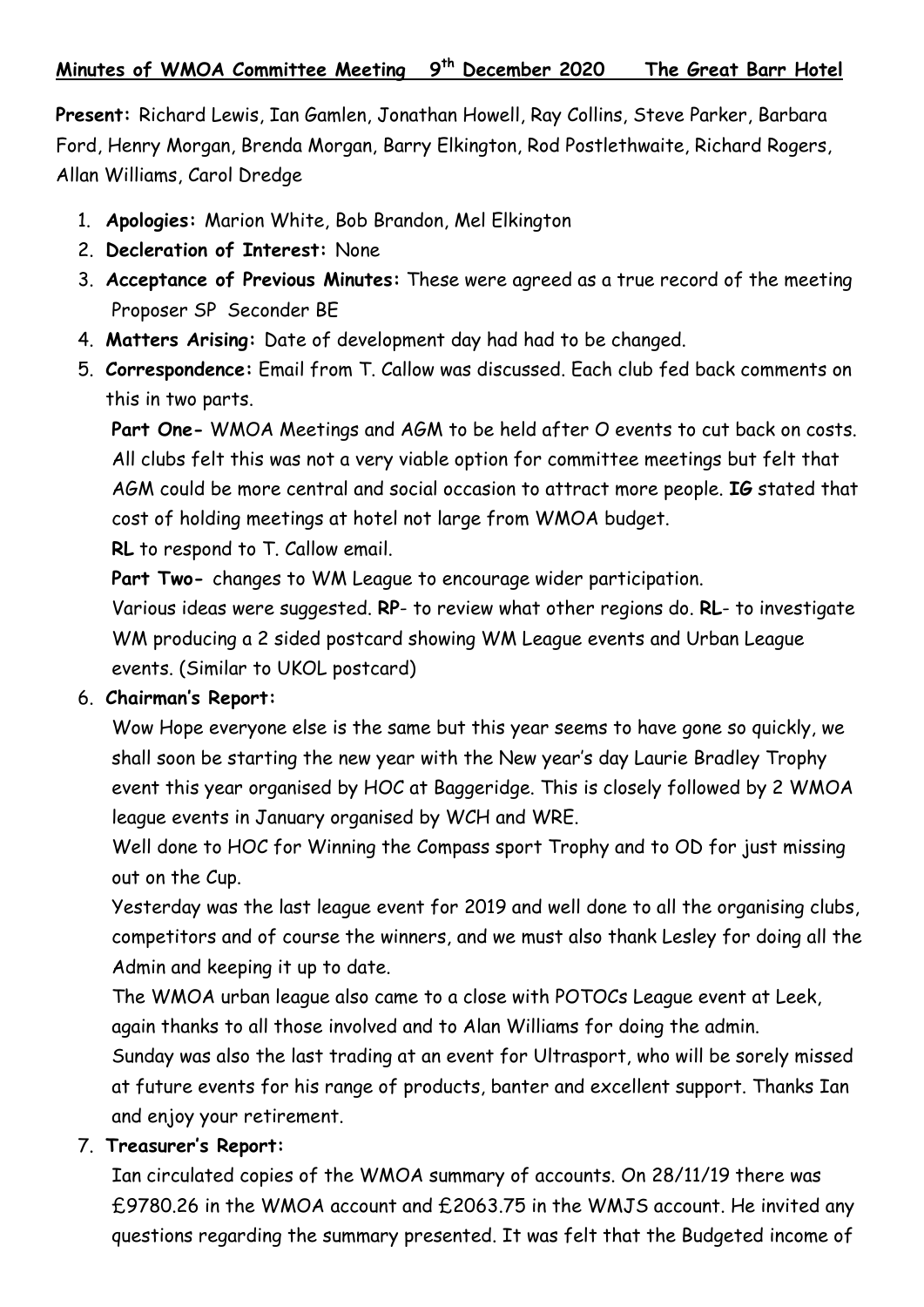**Minutes of WMOA Committee Meeting 9th December 2020 The Great Barr Hotel**

**Present:** Richard Lewis, Ian Gamlen, Jonathan Howell, Ray Collins, Steve Parker, Barbara Ford, Henry Morgan, Brenda Morgan, Barry Elkington, Rod Postlethwaite, Richard Rogers, Allan Williams, Carol Dredge

1. **Apologies:** Marion White, Bob Brandon, Mel Elkington
2. **Decleration of Interest:** None
3. **Acceptance of Previous Minutes:** These were agreed as a true record of the meeting Proposer SP Seconder BE
4. **Matters Arising:** Date of development day had had to be changed.
5. **Correspondence:** Email from T. Callow was discussed. Each club fed back comments on this in two parts.

   **Part One-** WMOA Meetings and AGM to be held after O events to cut back on costs. All clubs felt this was not a very viable option for committee meetings but felt that AGM could be more central and social occasion to attract more people. **IG** stated that cost of holding meetings at hotel not large from WMOA budget.

   **RL** to respond to T. Callow email.

   **Part Two-** changes to WM League to encourage wider participation.

   Various ideas were suggested. **RP**- to review what other regions do. **RL**- to investigate WM producing a 2 sided postcard showing WM League events and Urban League events. (Similar to UKOL postcard)

6. **Chairman's Report:**

   Wow Hope everyone else is the same but this year seems to have gone so quickly, we shall soon be starting the new year with the New year's day Laurie Bradley Trophy event this year organised by HOC at Baggeridge. This is closely followed by 2 WMOA league events in January organised by WCH and WRE.

   Well done to HOC for Winning the Compass sport Trophy and to OD for just missing out on the Cup.

   Yesterday was the last league event for 2019 and well done to all the organising clubs, competitors and of course the winners, and we must also thank Lesley for doing all the Admin and keeping it up to date.

   The WMOA urban league also came to a close with POTOCs League event at Leek, again thanks to all those involved and to Alan Williams for doing the admin.

   Sunday was also the last trading at an event for Ultrasport, who will be sorely missed at future events for his range of products, banter and excellent support. Thanks Ian and enjoy your retirement.

7. **Treasurer's Report:**

   Ian circulated copies of the WMOA summary of accounts. On 28/11/19 there was £9780.26 in the WMOA account and £2063.75 in the WMJS account. He invited any questions regarding the summary presented. It was felt that the Budgeted income of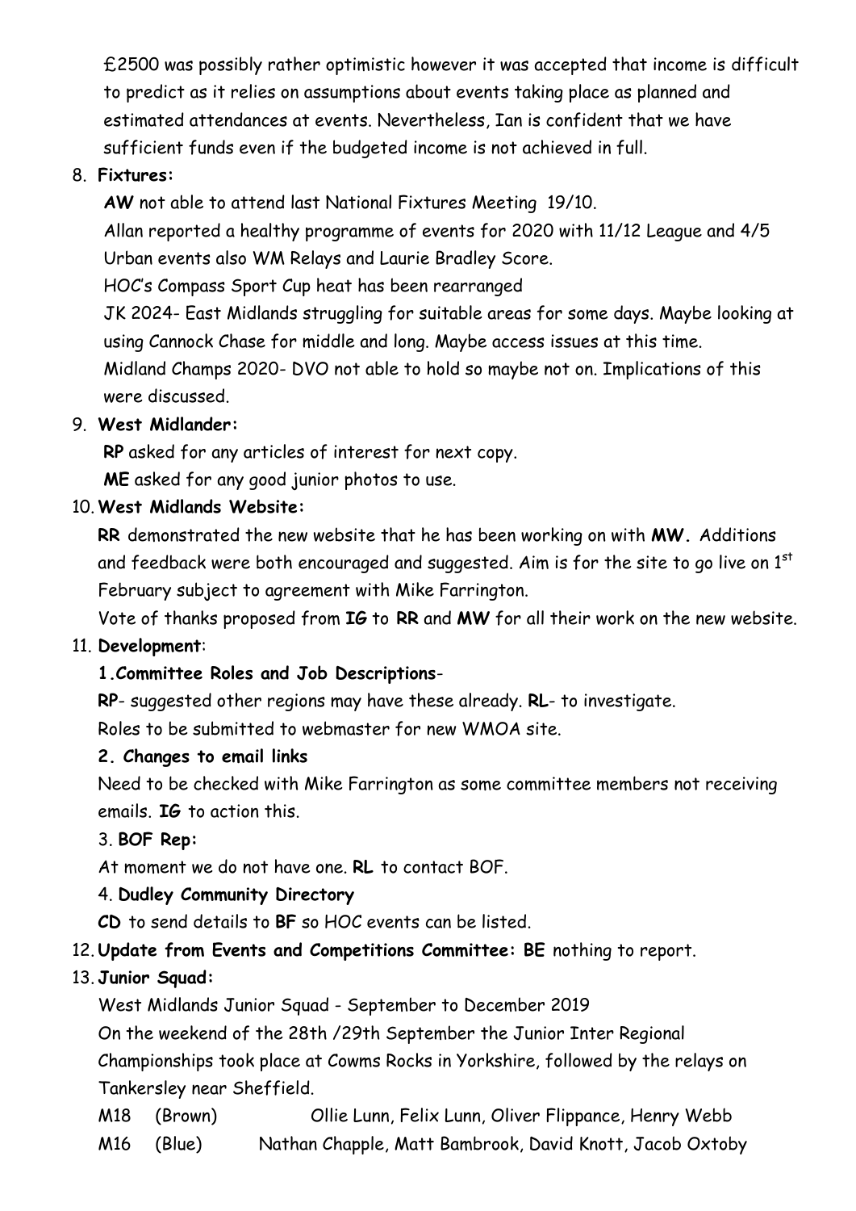£2500 was possibly rather optimistic however it was accepted that income is difficult to predict as it relies on assumptions about events taking place as planned and estimated attendances at events. Nevertheless, Ian is confident that we have sufficient funds even if the budgeted income is not achieved in full.

8. **Fixtures:**

   **AW** not able to attend last National Fixtures Meeting 19/10.

   Allan reported a healthy programme of events for 2020 with 11/12 League and 4/5 Urban events also WM Relays and Laurie Bradley Score.

   HOC's Compass Sport Cup heat has been rearranged

   JK 2024- East Midlands struggling for suitable areas for some days. Maybe looking at using Cannock Chase for middle and long. Maybe access issues at this time.

   Midland Champs 2020- DVO not able to hold so maybe not on. Implications of this were discussed.

9. **West Midlander:**

   **RP** asked for any articles of interest for next copy.

   **ME** asked for any good junior photos to use.

10. **West Midlands Website:**

    **RR** demonstrated the new website that he has been working on with **MW.** Additions and feedback were both encouraged and suggested. Aim is for the site to go live on 1st February subject to agreement with Mike Farrington.

    Vote of thanks proposed from **IG** to **RR** and **MW** for all their work on the new website.

11. **Development**:

    **1.Committee Roles and Job Descriptions**-

    **RP**- suggested other regions may have these already. **RL**- to investigate.

    Roles to be submitted to webmaster for new WMOA site.

    **2. Changes to email links**

    Need to be checked with Mike Farrington as some committee members not receiving emails. **IG** to action this.

    3. **BOF Rep:**

    At moment we do not have one. **RL** to contact BOF.

    4. **Dudley Community Directory**

    **CD** to send details to **BF** so HOC events can be listed.

12. **Update from Events and Competitions Committee: BE** nothing to report.

13. **Junior Squad:**

    West Midlands Junior Squad - September to December 2019

    On the weekend of the 28th /29th September the Junior Inter Regional Championships took place at Cowms Rocks in Yorkshire, followed by the relays on Tankersley near Sheffield.

    M18 (Brown) Ollie Lunn, Felix Lunn, Oliver Flippance, Henry Webb

    M16 (Blue) Nathan Chapple, Matt Bambrook, David Knott, Jacob Oxtoby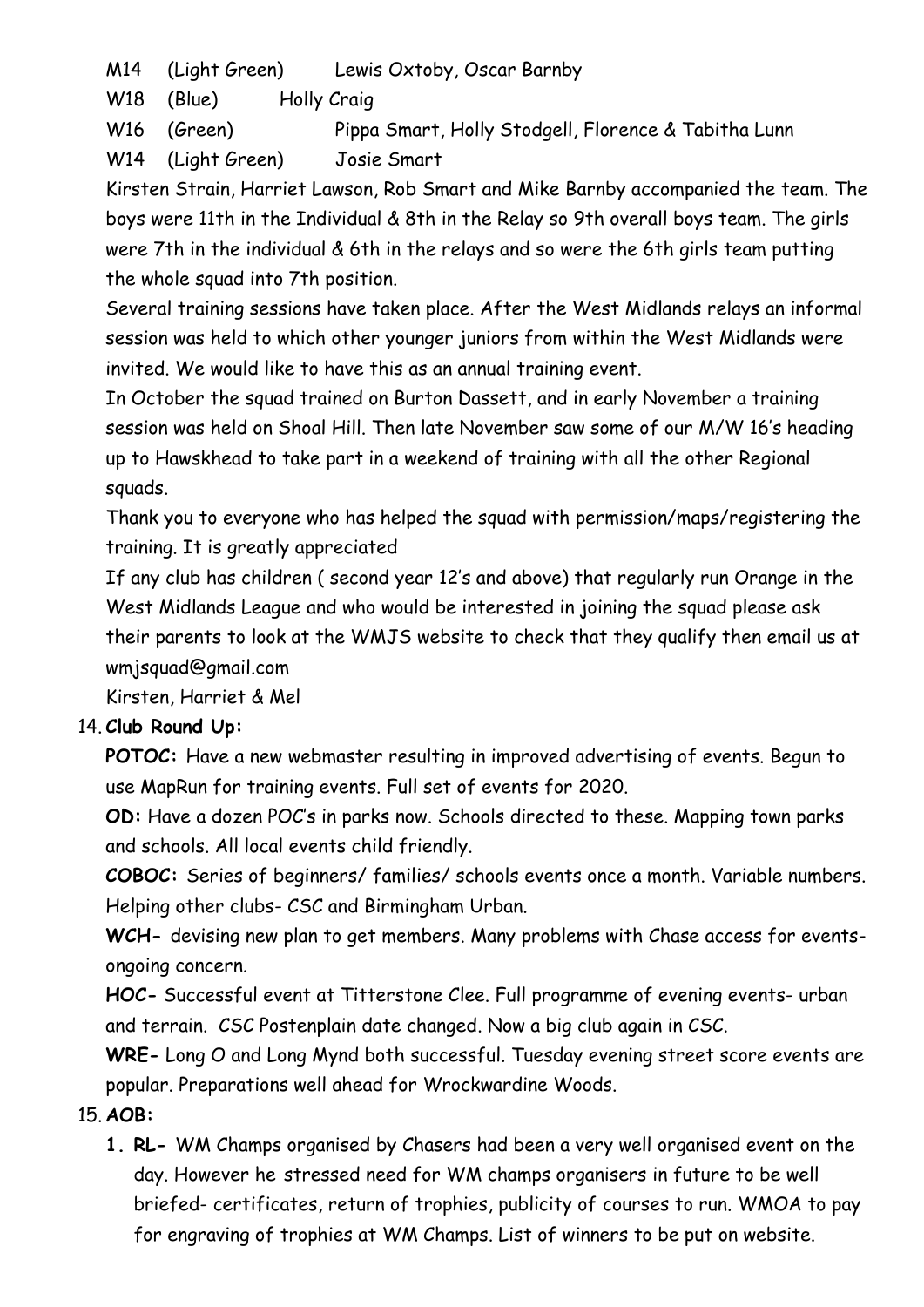M14 (Light Green) Lewis Oxtoby, Oscar Barnby

W18 (Blue) Holly Craig

W16 (Green) Pippa Smart, Holly Stodgell, Florence & Tabitha Lunn

W14 (Light Green) Josie Smart

Kirsten Strain, Harriet Lawson, Rob Smart and Mike Barnby accompanied the team. The boys were 11th in the Individual & 8th in the Relay so 9th overall boys team. The girls were 7th in the individual & 6th in the relays and so were the 6th girls team putting the whole squad into 7th position.

Several training sessions have taken place. After the West Midlands relays an informal session was held to which other younger juniors from within the West Midlands were invited. We would like to have this as an annual training event.

In October the squad trained on Burton Dassett, and in early November a training session was held on Shoal Hill. Then late November saw some of our M/W 16's heading up to Hawskhead to take part in a weekend of training with all the other Regional squads.

Thank you to everyone who has helped the squad with permission/maps/registering the training. It is greatly appreciated

If any club has children ( second year 12's and above) that regularly run Orange in the West Midlands League and who would be interested in joining the squad please ask their parents to look at the WMJS website to check that they qualify then email us at wmjsquad@gmail.com

Kirsten, Harriet & Mel

14. **Club Round Up:**

**POTOC:** Have a new webmaster resulting in improved advertising of events. Begun to use MapRun for training events. Full set of events for 2020.

**OD:** Have a dozen POC's in parks now. Schools directed to these. Mapping town parks and schools. All local events child friendly.

**COBOC:** Series of beginners/ families/ schools events once a month. Variable numbers. Helping other clubs- CSC and Birmingham Urban.

**WCH-** devising new plan to get members. Many problems with Chase access for events- ongoing concern.

**HOC-** Successful event at Titterstone Clee. Full programme of evening events- urban and terrain. CSC Postenplain date changed. Now a big club again in CSC.

**WRE-** Long O and Long Mynd both successful. Tuesday evening street score events are popular. Preparations well ahead for Wrockwardine Woods.

15. **AOB:**

1. **RL-** WM Champs organised by Chasers had been a very well organised event on the day. However he stressed need for WM champs organisers in future to be well briefed- certificates, return of trophies, publicity of courses to run. WMOA to pay for engraving of trophies at WM Champs. List of winners to be put on website.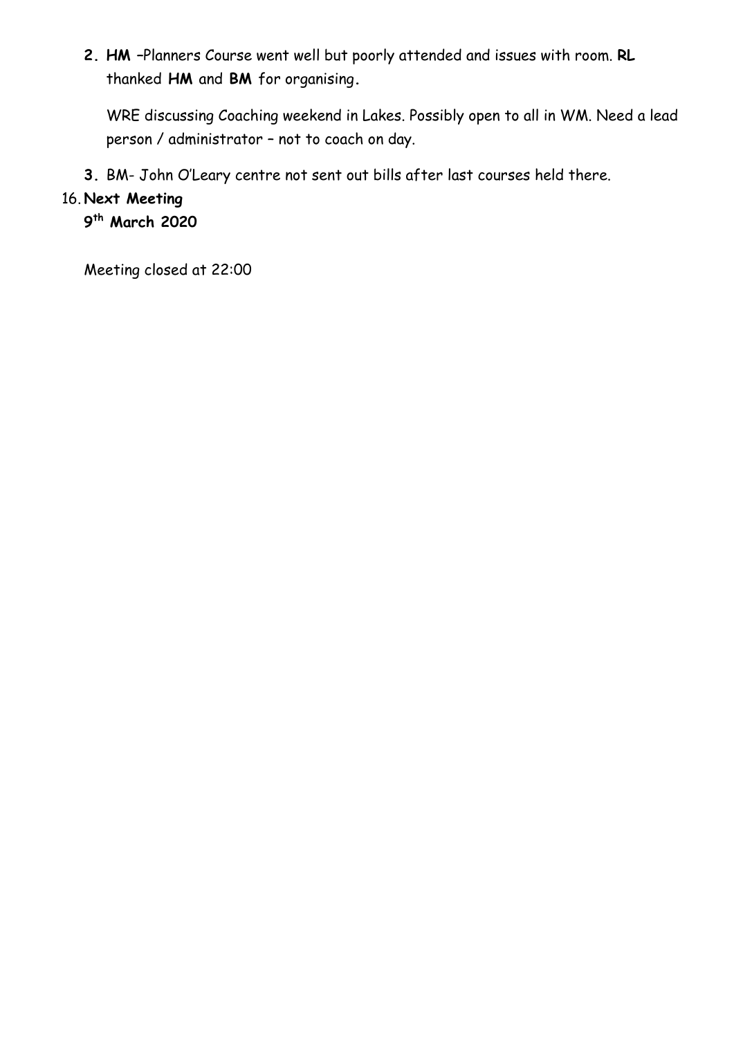2. **HM** –Planners Course went well but poorly attended and issues with room. **RL** thanked **HM** and **BM** for organising.

   WRE discussing Coaching weekend in Lakes. Possibly open to all in WM. Need a lead person / administrator – not to coach on day.

3. BM- John O'Leary centre not sent out bills after last courses held there.

16. **Next Meeting**

    **9th March 2020**

    Meeting closed at 22:00